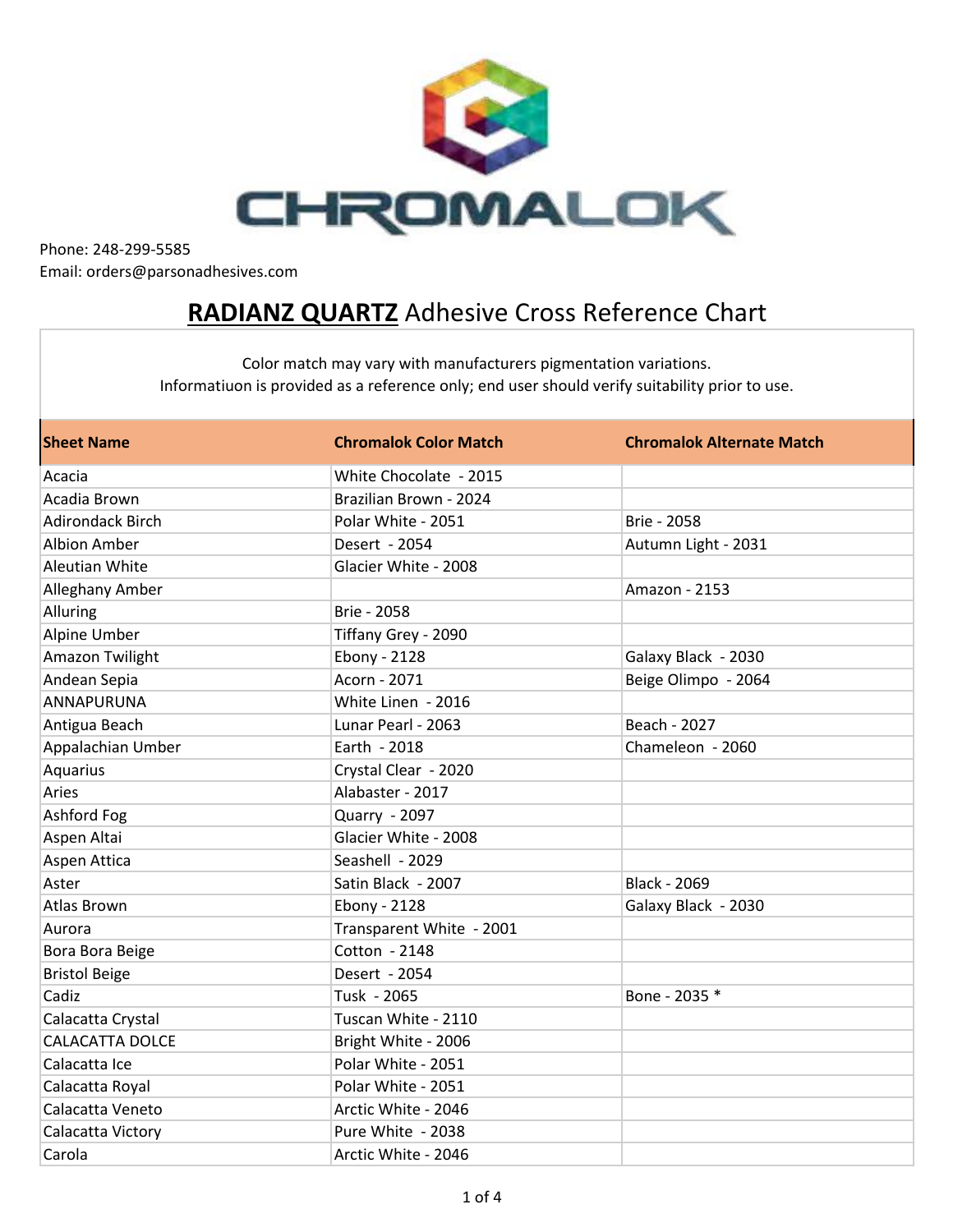CHROMALOK

Phone: 248-299-5585
Email: orders@parsonadhesives.com

# **RADIANZ QUARTZ** Adhesive Cross Reference Chart

Color match may vary with manufacturers pigmentation variations.
Informatiuon is provided as a reference only; end user should verify suitability prior to use.

| Sheet Name | Chromalok Color Match | Chromalok Alternate Match |
|---|---|---|
| Acacia | White Chocolate - 2015 | |
| Acadia Brown | Brazilian Brown - 2024 | |
| Adirondack Birch | Polar White - 2051 | Brie - 2058 |
| Albion Amber | Desert - 2054 | Autumn Light - 2031 |
| Aleutian White | Glacier White - 2008 | |
| Alleghany Amber | | Amazon - 2153 |
| Alluring | Brie - 2058 | |
| Alpine Umber | Tiffany Grey - 2090 | |
| Amazon Twilight | Ebony - 2128 | Galaxy Black - 2030 |
| Andean Sepia | Acorn - 2071 | Beige Olimpo - 2064 |
| ANNAPURUNA | White Linen - 2016 | |
| Antigua Beach | Lunar Pearl - 2063 | Beach - 2027 |
| Appalachian Umber | Earth - 2018 | Chameleon - 2060 |
| Aquarius | Crystal Clear - 2020 | |
| Aries | Alabaster - 2017 | |
| Ashford Fog | Quarry - 2097 | |
| Aspen Altai | Glacier White - 2008 | |
| Aspen Attica | Seashell - 2029 | |
| Aster | Satin Black - 2007 | Black - 2069 |
| Atlas Brown | Ebony - 2128 | Galaxy Black - 2030 |
| Aurora | Transparent White - 2001 | |
| Bora Bora Beige | Cotton - 2148 | |
| Bristol Beige | Desert - 2054 | |
| Cadiz | Tusk - 2065 | Bone - 2035 * |
| Calacatta Crystal | Tuscan White - 2110 | |
| CALACATTA DOLCE | Bright White - 2006 | |
| Calacatta Ice | Polar White - 2051 | |
| Calacatta Royal | Polar White - 2051 | |
| Calacatta Veneto | Arctic White - 2046 | |
| Calacatta Victory | Pure White - 2038 | |
| Carola | Arctic White - 2046 | |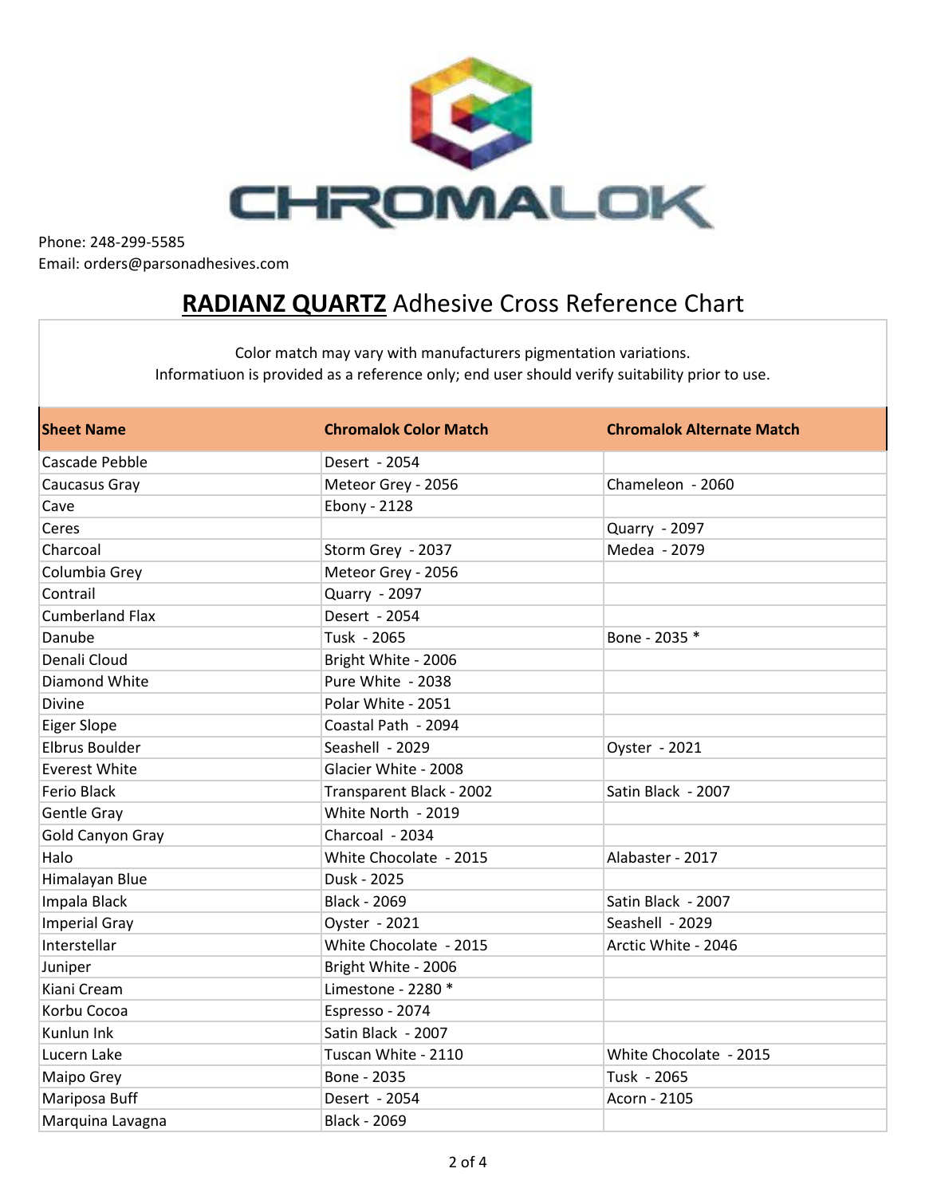CHROMALOK

Phone: 248-299-5585
Email: orders@parsonadhesives.com

# **RADIANZ QUARTZ** Adhesive Cross Reference Chart

Color match may vary with manufacturers pigmentation variations.
Informatiuon is provided as a reference only; end user should verify suitability prior to use.

| Sheet Name | Chromalok Color Match | Chromalok Alternate Match |
|---|---|---|
| Cascade Pebble | Desert - 2054 | |
| Caucasus Gray | Meteor Grey - 2056 | Chameleon - 2060 |
| Cave | Ebony - 2128 | |
| Ceres | | Quarry - 2097 |
| Charcoal | Storm Grey - 2037 | Medea - 2079 |
| Columbia Grey | Meteor Grey - 2056 | |
| Contrail | Quarry - 2097 | |
| Cumberland Flax | Desert - 2054 | |
| Danube | Tusk - 2065 | Bone - 2035 * |
| Denali Cloud | Bright White - 2006 | |
| Diamond White | Pure White - 2038 | |
| Divine | Polar White - 2051 | |
| Eiger Slope | Coastal Path - 2094 | |
| Elbrus Boulder | Seashell - 2029 | Oyster - 2021 |
| Everest White | Glacier White - 2008 | |
| Ferio Black | Transparent Black - 2002 | Satin Black - 2007 |
| Gentle Gray | White North - 2019 | |
| Gold Canyon Gray | Charcoal - 2034 | |
| Halo | White Chocolate - 2015 | Alabaster - 2017 |
| Himalayan Blue | Dusk - 2025 | |
| Impala Black | Black - 2069 | Satin Black - 2007 |
| Imperial Gray | Oyster - 2021 | Seashell - 2029 |
| Interstellar | White Chocolate - 2015 | Arctic White - 2046 |
| Juniper | Bright White - 2006 | |
| Kiani Cream | Limestone - 2280 * | |
| Korbu Cocoa | Espresso - 2074 | |
| Kunlun Ink | Satin Black - 2007 | |
| Lucern Lake | Tuscan White - 2110 | White Chocolate - 2015 |
| Maipo Grey | Bone - 2035 | Tusk - 2065 |
| Mariposa Buff | Desert - 2054 | Acorn - 2105 |
| Marquina Lavagna | Black - 2069 | |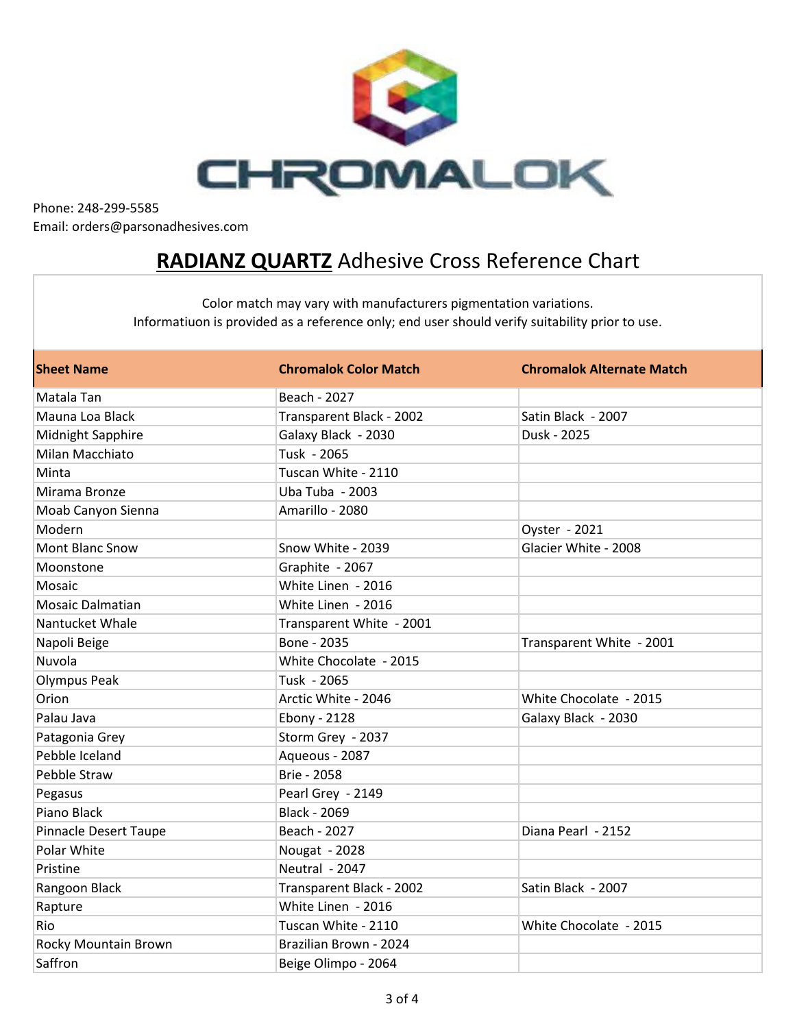CHROMALOK

Phone: 248-299-5585
Email: orders@parsonadhesives.com

# **RADIANZ QUARTZ** Adhesive Cross Reference Chart

Color match may vary with manufacturers pigmentation variations.
Informatiuon is provided as a reference only; end user should verify suitability prior to use.

| Sheet Name | Chromalok Color Match | Chromalok Alternate Match |
|---|---|---|
| Matala Tan | Beach - 2027 | |
| Mauna Loa Black | Transparent Black - 2002 | Satin Black - 2007 |
| Midnight Sapphire | Galaxy Black - 2030 | Dusk - 2025 |
| Milan Macchiato | Tusk - 2065 | |
| Minta | Tuscan White - 2110 | |
| Mirama Bronze | Uba Tuba - 2003 | |
| Moab Canyon Sienna | Amarillo - 2080 | |
| Modern | | Oyster - 2021 |
| Mont Blanc Snow | Snow White - 2039 | Glacier White - 2008 |
| Moonstone | Graphite - 2067 | |
| Mosaic | White Linen - 2016 | |
| Mosaic Dalmatian | White Linen - 2016 | |
| Nantucket Whale | Transparent White - 2001 | |
| Napoli Beige | Bone - 2035 | Transparent White - 2001 |
| Nuvola | White Chocolate - 2015 | |
| Olympus Peak | Tusk - 2065 | |
| Orion | Arctic White - 2046 | White Chocolate - 2015 |
| Palau Java | Ebony - 2128 | Galaxy Black - 2030 |
| Patagonia Grey | Storm Grey - 2037 | |
| Pebble Iceland | Aqueous - 2087 | |
| Pebble Straw | Brie - 2058 | |
| Pegasus | Pearl Grey - 2149 | |
| Piano Black | Black - 2069 | |
| Pinnacle Desert Taupe | Beach - 2027 | Diana Pearl - 2152 |
| Polar White | Nougat - 2028 | |
| Pristine | Neutral - 2047 | |
| Rangoon Black | Transparent Black - 2002 | Satin Black - 2007 |
| Rapture | White Linen - 2016 | |
| Rio | Tuscan White - 2110 | White Chocolate - 2015 |
| Rocky Mountain Brown | Brazilian Brown - 2024 | |
| Saffron | Beige Olimpo - 2064 | |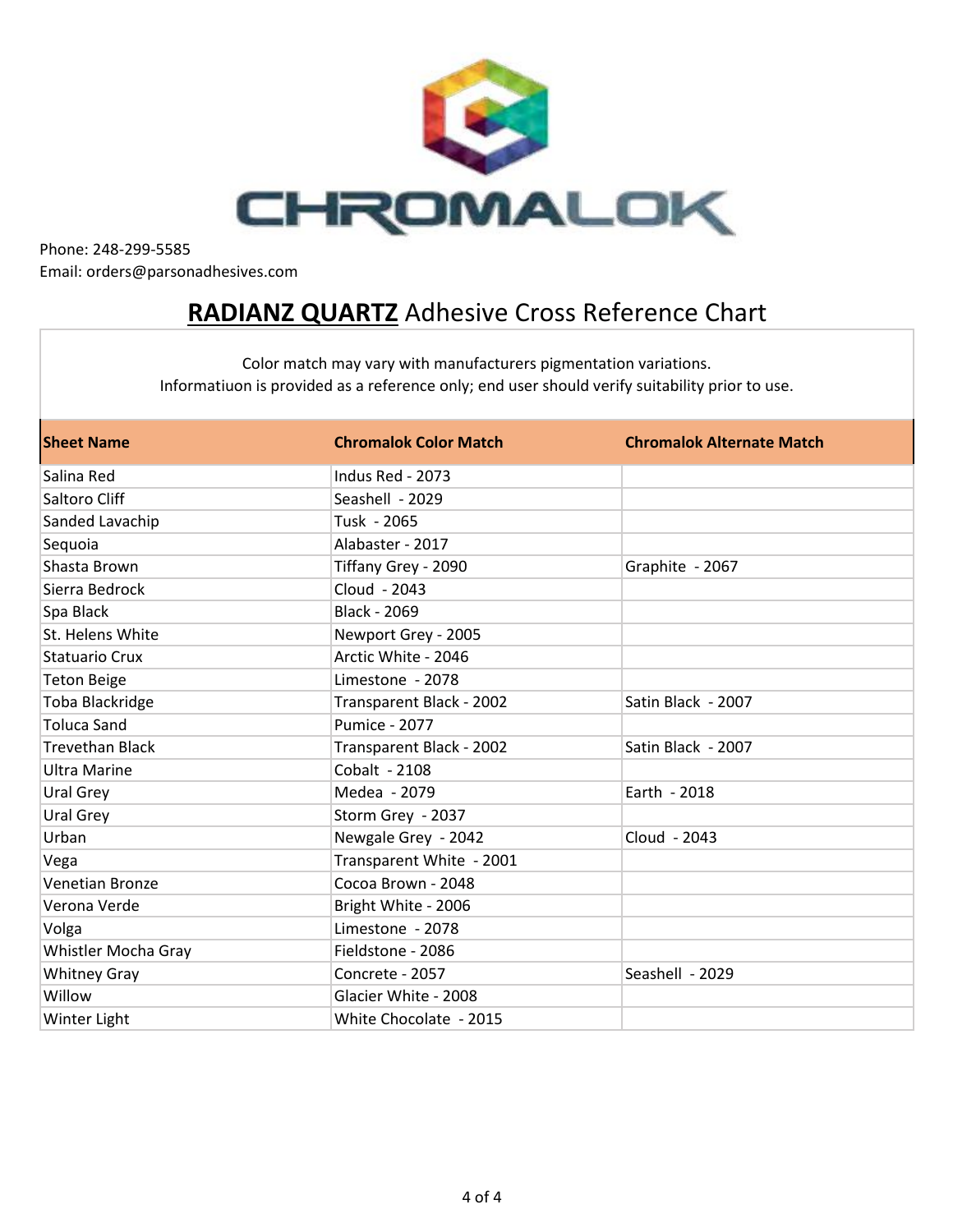# CHROMALOK

Phone: 248-299-5585
Email: orders@parsonadhesives.com

## **RADIANZ QUARTZ** Adhesive Cross Reference Chart

Color match may vary with manufacturers pigmentation variations.
Informatiuon is provided as a reference only; end user should verify suitability prior to use.

| Sheet Name | Chromalok Color Match | Chromalok Alternate Match |
|---|---|---|
| Salina Red | Indus Red - 2073 | |
| Saltoro Cliff | Seashell - 2029 | |
| Sanded Lavachip | Tusk - 2065 | |
| Sequoia | Alabaster - 2017 | |
| Shasta Brown | Tiffany Grey - 2090 | Graphite - 2067 |
| Sierra Bedrock | Cloud - 2043 | |
| Spa Black | Black - 2069 | |
| St. Helens White | Newport Grey - 2005 | |
| Statuario Crux | Arctic White - 2046 | |
| Teton Beige | Limestone - 2078 | |
| Toba Blackridge | Transparent Black - 2002 | Satin Black - 2007 |
| Toluca Sand | Pumice - 2077 | |
| Trevethan Black | Transparent Black - 2002 | Satin Black - 2007 |
| Ultra Marine | Cobalt - 2108 | |
| Ural Grey | Medea - 2079 | Earth - 2018 |
| Ural Grey | Storm Grey - 2037 | |
| Urban | Newgale Grey - 2042 | Cloud - 2043 |
| Vega | Transparent White - 2001 | |
| Venetian Bronze | Cocoa Brown - 2048 | |
| Verona Verde | Bright White - 2006 | |
| Volga | Limestone - 2078 | |
| Whistler Mocha Gray | Fieldstone - 2086 | |
| Whitney Gray | Concrete - 2057 | Seashell - 2029 |
| Willow | Glacier White - 2008 | |
| Winter Light | White Chocolate - 2015 | |